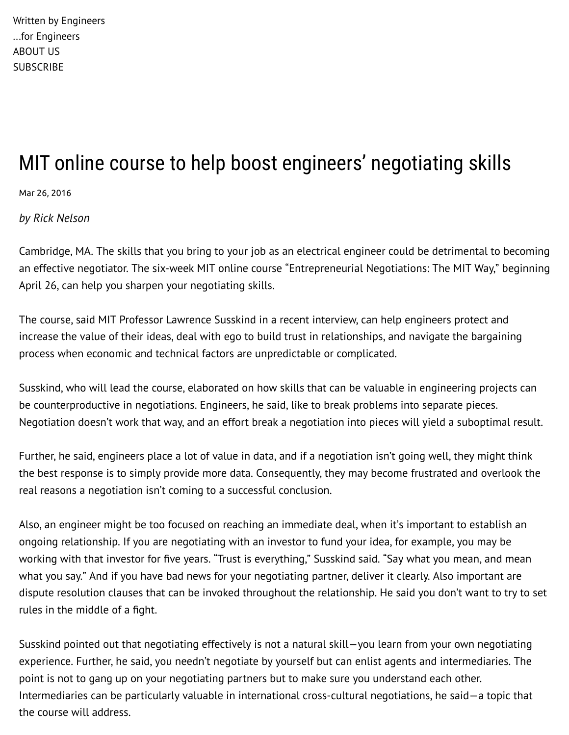Written by Engineers
...for Engineers
ABOUT US
SUBSCRIBE

# MIT online course to help boost engineers' negotiating skills

Mar 26, 2016

*by Rick Nelson*

Cambridge, MA. The skills that you bring to your job as an electrical engineer could be detrimental to becoming an effective negotiator. The six-week MIT online course "Entrepreneurial Negotiations: The MIT Way," beginning April 26, can help you sharpen your negotiating skills.

The course, said MIT Professor Lawrence Susskind in a recent interview, can help engineers protect and increase the value of their ideas, deal with ego to build trust in relationships, and navigate the bargaining process when economic and technical factors are unpredictable or complicated.

Susskind, who will lead the course, elaborated on how skills that can be valuable in engineering projects can be counterproductive in negotiations. Engineers, he said, like to break problems into separate pieces. Negotiation doesn't work that way, and an effort break a negotiation into pieces will yield a suboptimal result.

Further, he said, engineers place a lot of value in data, and if a negotiation isn't going well, they might think the best response is to simply provide more data. Consequently, they may become frustrated and overlook the real reasons a negotiation isn't coming to a successful conclusion.

Also, an engineer might be too focused on reaching an immediate deal, when it's important to establish an ongoing relationship. If you are negotiating with an investor to fund your idea, for example, you may be working with that investor for five years. "Trust is everything," Susskind said. "Say what you mean, and mean what you say." And if you have bad news for your negotiating partner, deliver it clearly. Also important are dispute resolution clauses that can be invoked throughout the relationship. He said you don't want to try to set rules in the middle of a fight.

Susskind pointed out that negotiating effectively is not a natural skill—you learn from your own negotiating experience. Further, he said, you needn't negotiate by yourself but can enlist agents and intermediaries. The point is not to gang up on your negotiating partners but to make sure you understand each other. Intermediaries can be particularly valuable in international cross-cultural negotiations, he said—a topic that the course will address.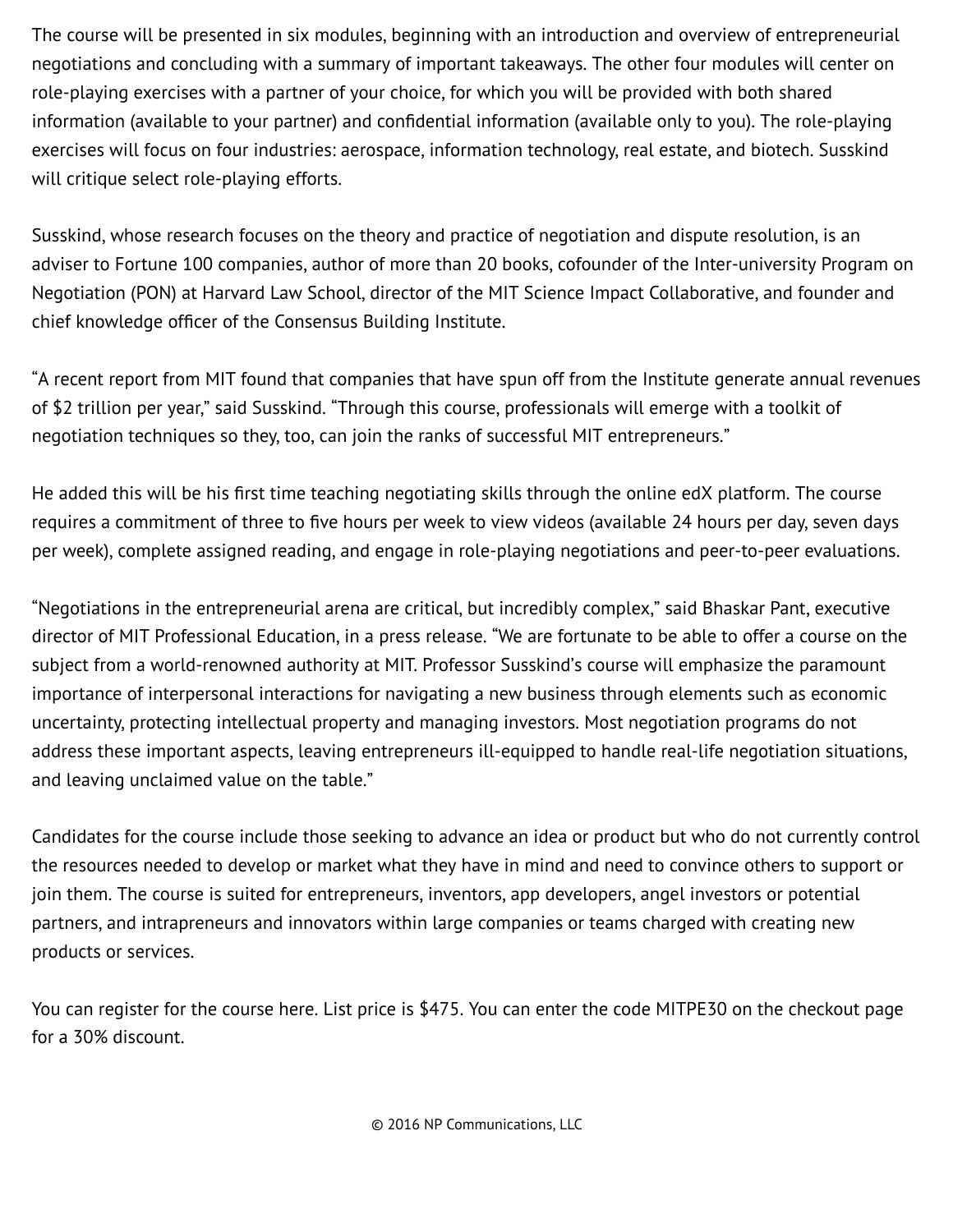The course will be presented in six modules, beginning with an introduction and overview of entrepreneurial negotiations and concluding with a summary of important takeaways. The other four modules will center on role-playing exercises with a partner of your choice, for which you will be provided with both shared information (available to your partner) and confidential information (available only to you). The role-playing exercises will focus on four industries: aerospace, information technology, real estate, and biotech. Susskind will critique select role-playing efforts.

Susskind, whose research focuses on the theory and practice of negotiation and dispute resolution, is an adviser to Fortune 100 companies, author of more than 20 books, cofounder of the Inter-university Program on Negotiation (PON) at Harvard Law School, director of the MIT Science Impact Collaborative, and founder and chief knowledge officer of the Consensus Building Institute.

"A recent report from MIT found that companies that have spun off from the Institute generate annual revenues of $2 trillion per year," said Susskind. "Through this course, professionals will emerge with a toolkit of negotiation techniques so they, too, can join the ranks of successful MIT entrepreneurs."

He added this will be his first time teaching negotiating skills through the online edX platform. The course requires a commitment of three to five hours per week to view videos (available 24 hours per day, seven days per week), complete assigned reading, and engage in role-playing negotiations and peer-to-peer evaluations.

"Negotiations in the entrepreneurial arena are critical, but incredibly complex," said Bhaskar Pant, executive director of MIT Professional Education, in a press release. "We are fortunate to be able to offer a course on the subject from a world-renowned authority at MIT. Professor Susskind's course will emphasize the paramount importance of interpersonal interactions for navigating a new business through elements such as economic uncertainty, protecting intellectual property and managing investors. Most negotiation programs do not address these important aspects, leaving entrepreneurs ill-equipped to handle real-life negotiation situations, and leaving unclaimed value on the table."

Candidates for the course include those seeking to advance an idea or product but who do not currently control the resources needed to develop or market what they have in mind and need to convince others to support or join them. The course is suited for entrepreneurs, inventors, app developers, angel investors or potential partners, and intrapreneurs and innovators within large companies or teams charged with creating new products or services.

You can register for the course here. List price is $475. You can enter the code MITPE30 on the checkout page for a 30% discount.

© 2016 NP Communications, LLC